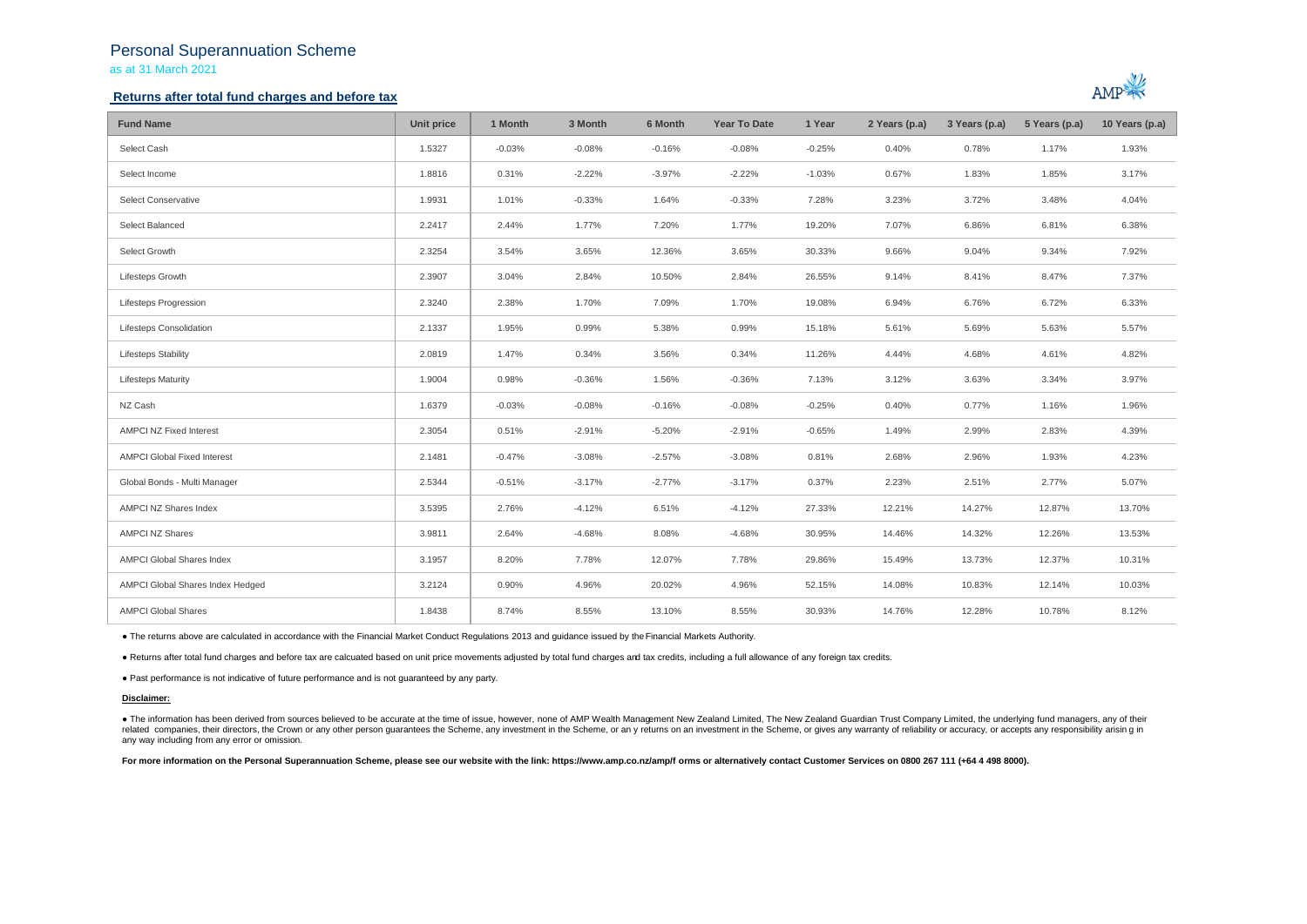# Personal Superannuation Scheme

as at 31 March 2021

## Returns after total fund charges and before tax

| Fund Name | Unit price | 1 Month | 3 Month | 6 Month | Year To Date | 1 Year | 2 Years (p.a) | 3 Years (p.a) | 5 Years (p.a) | 10 Years (p.a) |
|---|---|---|---|---|---|---|---|---|---|---|
| Select Cash | 1.5327 | -0.03% | -0.08% | -0.16% | -0.08% | -0.25% | 0.40% | 0.78% | 1.17% | 1.93% |
| Select Income | 1.8816 | 0.31% | -2.22% | -3.97% | -2.22% | -1.03% | 0.67% | 1.83% | 1.85% | 3.17% |
| Select Conservative | 1.9931 | 1.01% | -0.33% | 1.64% | -0.33% | 7.28% | 3.23% | 3.72% | 3.48% | 4.04% |
| Select Balanced | 2.2417 | 2.44% | 1.77% | 7.20% | 1.77% | 19.20% | 7.07% | 6.86% | 6.81% | 6.38% |
| Select Growth | 2.3254 | 3.54% | 3.65% | 12.36% | 3.65% | 30.33% | 9.66% | 9.04% | 9.34% | 7.92% |
| Lifesteps Growth | 2.3907 | 3.04% | 2.84% | 10.50% | 2.84% | 26.55% | 9.14% | 8.41% | 8.47% | 7.37% |
| Lifesteps Progression | 2.3240 | 2.38% | 1.70% | 7.09% | 1.70% | 19.08% | 6.94% | 6.76% | 6.72% | 6.33% |
| Lifesteps Consolidation | 2.1337 | 1.95% | 0.99% | 5.38% | 0.99% | 15.18% | 5.61% | 5.69% | 5.63% | 5.57% |
| Lifesteps Stability | 2.0819 | 1.47% | 0.34% | 3.56% | 0.34% | 11.26% | 4.44% | 4.68% | 4.61% | 4.82% |
| Lifesteps Maturity | 1.9004 | 0.98% | -0.36% | 1.56% | -0.36% | 7.13% | 3.12% | 3.63% | 3.34% | 3.97% |
| NZ Cash | 1.6379 | -0.03% | -0.08% | -0.16% | -0.08% | -0.25% | 0.40% | 0.77% | 1.16% | 1.96% |
| AMPCI NZ Fixed Interest | 2.3054 | 0.51% | -2.91% | -5.20% | -2.91% | -0.65% | 1.49% | 2.99% | 2.83% | 4.39% |
| AMPCI Global Fixed Interest | 2.1481 | -0.47% | -3.08% | -2.57% | -3.08% | 0.81% | 2.68% | 2.96% | 1.93% | 4.23% |
| Global Bonds - Multi Manager | 2.5344 | -0.51% | -3.17% | -2.77% | -3.17% | 0.37% | 2.23% | 2.51% | 2.77% | 5.07% |
| AMPCI NZ Shares Index | 3.5395 | 2.76% | -4.12% | 6.51% | -4.12% | 27.33% | 12.21% | 14.27% | 12.87% | 13.70% |
| AMPCI NZ Shares | 3.9811 | 2.64% | -4.68% | 8.08% | -4.68% | 30.95% | 14.46% | 14.32% | 12.26% | 13.53% |
| AMPCI Global Shares Index | 3.1957 | 8.20% | 7.78% | 12.07% | 7.78% | 29.86% | 15.49% | 13.73% | 12.37% | 10.31% |
| AMPCI Global Shares Index Hedged | 3.2124 | 0.90% | 4.96% | 20.02% | 4.96% | 52.15% | 14.08% | 10.83% | 12.14% | 10.03% |
| AMPCI Global Shares | 1.8438 | 8.74% | 8.55% | 13.10% | 8.55% | 30.93% | 14.76% | 12.28% | 10.78% | 8.12% |

- The returns above are calculated in accordance with the Financial Market Conduct Regulations 2013 and guidance issued by the Financial Markets Authority.
- Returns after total fund charges and before tax are calcuated based on unit price movements adjusted by total fund charges and tax credits, including a full allowance of any foreign tax credits.
- Past performance is not indicative of future performance and is not guaranteed by any party.

**Disclaimer:**

- The information has been derived from sources believed to be accurate at the time of issue, however, none of AMP Wealth Management New Zealand Limited, The New Zealand Guardian Trust Company Limited, the underlying fund managers, any of their related companies, their directors, the Crown or any other person guarantees the Scheme, any investment in the Scheme, or an y returns on an investment in the Scheme, or gives any warranty of reliability or accuracy, or accepts any responsibility arisin g in any way including from any error or omission.

**For more information on the Personal Superannuation Scheme, please see our website with the link: https://www.amp.co.nz/amp/f orms or alternatively contact Customer Services on 0800 267 111 (+64 4 498 8000).**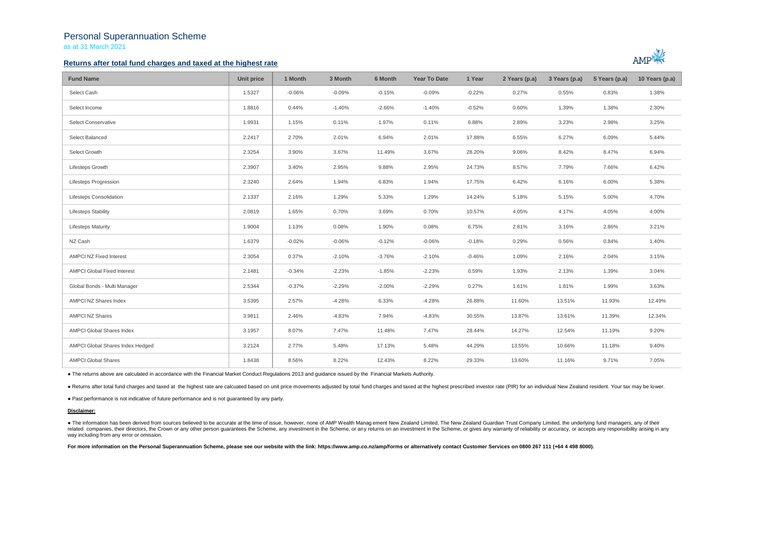# Personal Superannuation Scheme

as at 31 March 2021

## Returns after total fund charges and taxed at the highest rate

| Fund Name | Unit price | 1 Month | 3 Month | 6 Month | Year To Date | 1 Year | 2 Years (p.a) | 3 Years (p.a) | 5 Years (p.a) | 10 Years (p.a) |
|---|---|---|---|---|---|---|---|---|---|---|
| Select Cash | 1.5327 | -0.06% | -0.09% | -0.15% | -0.09% | -0.22% | 0.27% | 0.55% | 0.83% | 1.38% |
| Select Income | 1.8816 | 0.44% | -1.40% | -2.66% | -1.40% | -0.52% | 0.60% | 1.39% | 1.38% | 2.30% |
| Select Conservative | 1.9931 | 1.15% | 0.11% | 1.97% | 0.11% | 6.88% | 2.89% | 3.23% | 2.98% | 3.25% |
| Select Balanced | 2.2417 | 2.70% | 2.01% | 6.94% | 2.01% | 17.88% | 6.55% | 6.27% | 6.09% | 5.44% |
| Select Growth | 2.3254 | 3.90% | 3.67% | 11.49% | 3.67% | 28.20% | 9.06% | 8.42% | 8.47% | 6.94% |
| Lifesteps Growth | 2.3907 | 3.40% | 2.95% | 9.88% | 2.95% | 24.73% | 8.57% | 7.79% | 7.66% | 6.42% |
| Lifesteps Progression | 2.3240 | 2.64% | 1.94% | 6.83% | 1.94% | 17.75% | 6.42% | 6.16% | 6.00% | 5.38% |
| Lifesteps Consolidation | 2.1337 | 2.16% | 1.29% | 5.33% | 1.29% | 14.24% | 5.18% | 5.15% | 5.00% | 4.70% |
| Lifesteps Stability | 2.0819 | 1.65% | 0.70% | 3.69% | 0.70% | 10.57% | 4.05% | 4.17% | 4.05% | 4.00% |
| Lifesteps Maturity | 1.9004 | 1.13% | 0.08% | 1.90% | 0.08% | 6.75% | 2.81% | 3.16% | 2.86% | 3.21% |
| NZ Cash | 1.6379 | -0.02% | -0.06% | -0.12% | -0.06% | -0.18% | 0.29% | 0.56% | 0.84% | 1.40% |
| AMPCI NZ Fixed Interest | 2.3054 | 0.37% | -2.10% | -3.76% | -2.10% | -0.46% | 1.09% | 2.16% | 2.04% | 3.15% |
| AMPCI Global Fixed Interest | 2.1481 | -0.34% | -2.23% | -1.85% | -2.23% | 0.59% | 1.93% | 2.13% | 1.39% | 3.04% |
| Global Bonds - Multi Manager | 2.5344 | -0.37% | -2.29% | -2.00% | -2.29% | 0.27% | 1.61% | 1.81% | 1.99% | 3.63% |
| AMPCI NZ Shares Index | 3.5395 | 2.57% | -4.28% | 6.33% | -4.28% | 26.88% | 11.60% | 13.51% | 11.93% | 12.49% |
| AMPCI NZ Shares | 3.9811 | 2.46% | -4.83% | 7.94% | -4.83% | 30.55% | 13.87% | 13.61% | 11.39% | 12.34% |
| AMPCI Global Shares Index | 3.1957 | 8.07% | 7.47% | 11.48% | 7.47% | 28.44% | 14.27% | 12.54% | 11.19% | 9.20% |
| AMPCI Global Shares Index Hedged | 3.2124 | 2.77% | 5.48% | 17.13% | 5.48% | 44.29% | 13.55% | 10.66% | 11.18% | 9.40% |
| AMPCI Global Shares | 1.8438 | 8.56% | 8.22% | 12.43% | 8.22% | 29.33% | 13.60% | 11.16% | 9.71% | 7.05% |

● The returns above are calculated in accordance with the Financial Market Conduct Regulations 2013 and guidance issued by the Financial Markets Authority.

● Returns after total fund charges and taxed at the highest rate are calcuated based on unit price movements adjusted by total fund charges and taxed at the highest prescribed investor rate (PIR) for an individual New Zealand resident. Your tax may be lower.

● Past performance is not indicative of future performance and is not guaranteed by any party.

**Disclaimer:**

● The information has been derived from sources believed to be accurate at the time of issue, however, none of AMP Wealth Management New Zealand Limited, The New Zealand Guardian Trust Company Limited, the underlying fund managers, any of their related companies, their directors, the Crown or any other person guarantees the Scheme, any investment in the Scheme, or any returns on an investment in the Scheme, or gives any warranty of reliability or accuracy, or accepts any responsibility arising in any way including from any error or omission.

**For more information on the Personal Superannuation Scheme, please see our website with the link: https://www.amp.co.nz/amp/forms or alternatively contact Customer Services on 0800 267 111 (+64 4 498 8000).**